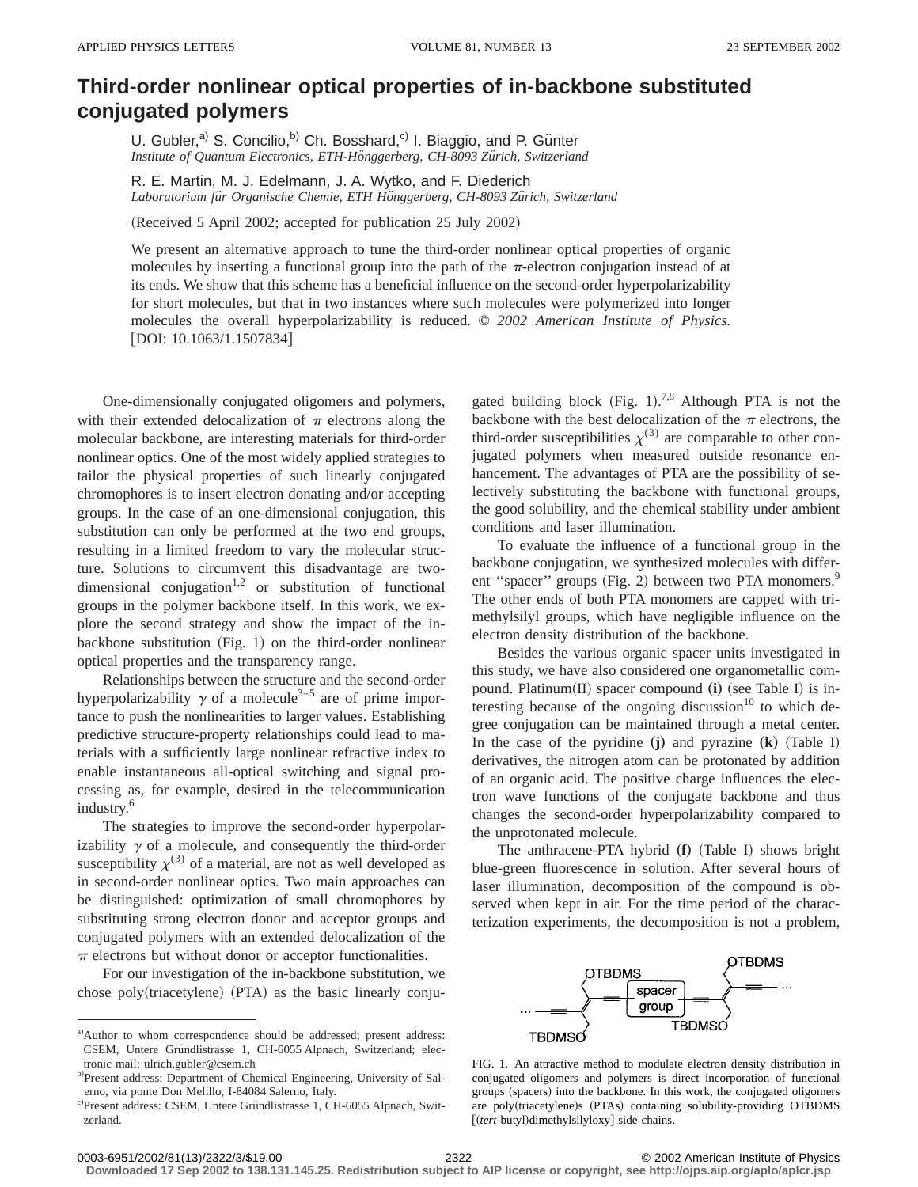# Third-order nonlinear optical properties of in-backbone substituted conjugated polymers

U. Gubler,[a] S. Concilio,[b] Ch. Bosshard,[c] I. Biaggio, and P. Günter
*Institute of Quantum Electronics, ETH-Hönggerberg, CH-8093 Zürich, Switzerland*

R. E. Martin, M. J. Edelmann, J. A. Wytko, and F. Diederich
*Laboratorium für Organische Chemie, ETH Hönggerberg, CH-8093 Zürich, Switzerland*

(Received 5 April 2002; accepted for publication 25 July 2002)

We present an alternative approach to tune the third-order nonlinear optical properties of organic molecules by inserting a functional group into the path of the $\pi$-electron conjugation instead of at its ends. We show that this scheme has a beneficial influence on the second-order hyperpolarizability for short molecules, but that in two instances where such molecules were polymerized into longer molecules the overall hyperpolarizability is reduced. © *2002 American Institute of Physics.* [DOI: 10.1063/1.1507834]

One-dimensionally conjugated oligomers and polymers, with their extended delocalization of $\pi$ electrons along the molecular backbone, are interesting materials for third-order nonlinear optics. One of the most widely applied strategies to tailor the physical properties of such linearly conjugated chromophores is to insert electron donating and/or accepting groups. In the case of an one-dimensional conjugation, this substitution can only be performed at the two end groups, resulting in a limited freedom to vary the molecular structure. Solutions to circumvent this disadvantage are two-dimensional conjugation[1,2] or substitution of functional groups in the polymer backbone itself. In this work, we explore the second strategy and show the impact of the in-backbone substitution (Fig. 1) on the third-order nonlinear optical properties and the transparency range.

Relationships between the structure and the second-order hyperpolarizability $\gamma$ of a molecule[3–5] are of prime importance to push the nonlinearities to larger values. Establishing predictive structure-property relationships could lead to materials with a sufficiently large nonlinear refractive index to enable instantaneous all-optical switching and signal processing as, for example, desired in the telecommunication industry.[6]

The strategies to improve the second-order hyperpolarizability $\gamma$ of a molecule, and consequently the third-order susceptibility $\chi^{(3)}$ of a material, are not as well developed as in second-order nonlinear optics. Two main approaches can be distinguished: optimization of small chromophores by substituting strong electron donor and acceptor groups and conjugated polymers with an extended delocalization of the $\pi$ electrons but without donor or acceptor functionalities.

For our investigation of the in-backbone substitution, we chose poly(triacetylene) (PTA) as the basic linearly conjugated building block (Fig. 1).[7,8] Although PTA is not the backbone with the best delocalization of the $\pi$ electrons, the third-order susceptibilities $\chi^{(3)}$ are comparable to other conjugated polymers when measured outside resonance enhancement. The advantages of PTA are the possibility of selectively substituting the backbone with functional groups, the good solubility, and the chemical stability under ambient conditions and laser illumination.

To evaluate the influence of a functional group in the backbone conjugation, we synthesized molecules with different "spacer" groups (Fig. 2) between two PTA monomers.[9] The other ends of both PTA monomers are capped with trimethylsilyl groups, which have negligible influence on the electron density distribution of the backbone.

Besides the various organic spacer units investigated in this study, we have also considered one organometallic compound. Platinum(II) spacer compound (**i**) (see Table I) is interesting because of the ongoing discussion[10] to which degree conjugation can be maintained through a metal center. In the case of the pyridine (**j**) and pyrazine (**k**) (Table I) derivatives, the nitrogen atom can be protonated by addition of an organic acid. The positive charge influences the electron wave functions of the conjugate backbone and thus changes the second-order hyperpolarizability compared to the unprotonated molecule.

The anthracene-PTA hybrid (**f**) (Table I) shows bright blue-green fluorescence in solution. After several hours of laser illumination, decomposition of the compound is observed when kept in air. For the time period of the characterization experiments, the decomposition is not a problem,

FIG. 1. An attractive method to modulate electron density distribution in conjugated oligomers and polymers is direct incorporation of functional groups (spacers) into the backbone. In this work, the conjugated oligomers are poly(triacetylene)s (PTAs) containing solubility-providing OTBDMS [(*tert*-butyl)dimethylsilyloxy] side chains.

---

[a] Author to whom correspondence should be addressed; present address: CSEM, Untere Gründlistrasse 1, CH-6055 Alpnach, Switzerland; electronic mail: ulrich.gubler@csem.ch

[b] Present address: Department of Chemical Engineering, University of Salerno, via ponte Don Melillo, I-84084 Salerno, Italy.

[c] Present address: CSEM, Untere Gründlistrasse 1, CH-6055 Alpnach, Switzerland.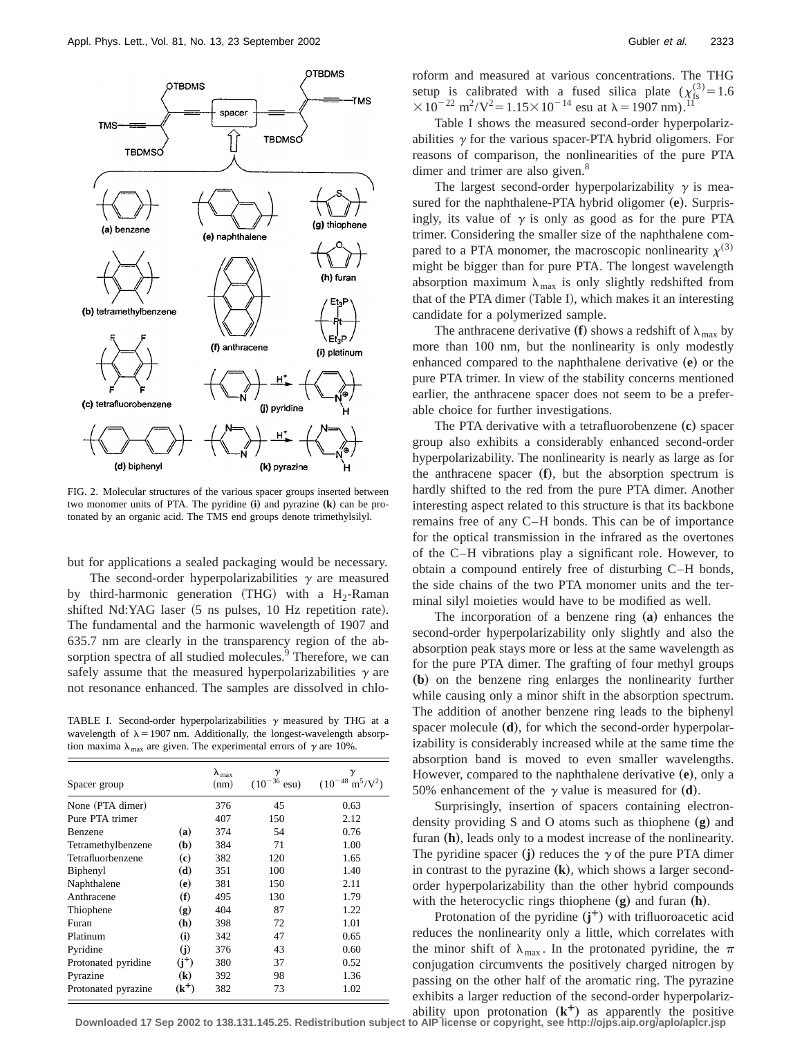FIG. 2. Molecular structures of the various spacer groups inserted between two monomer units of PTA. The pyridine (**i**) and pyrazine (**k**) can be protonated by an organic acid. The TMS end groups denote trimethylsilyl.

but for applications a sealed packaging would be necessary.

The second-order hyperpolarizabilities $\gamma$ are measured by third-harmonic generation (THG) with a $H_2$-Raman shifted Nd:YAG laser (5 ns pulses, 10 Hz repetition rate). The fundamental and the harmonic wavelength of 1907 and 635.7 nm are clearly in the transparency region of the absorption spectra of all studied molecules.[9] Therefore, we can safely assume that the measured hyperpolarizabilities $\gamma$ are not resonance enhanced. The samples are dissolved in chloroform and measured at various concentrations. The THG setup is calibrated with a fused silica plate ($\chi^{(3)}_{fs} = 1.6 \times 10^{-22}$ m$^2$/V$^2$ = $1.15 \times 10^{-14}$ esu at $\lambda = 1907$ nm).[11]

TABLE I. Second-order hyperpolarizabilities $\gamma$ measured by THG at a wavelength of $\lambda = 1907$ nm. Additionally, the longest-wavelength absorption maxima $\lambda_{max}$ are given. The experimental errors of $\gamma$ are 10%.

| Spacer group | | $\lambda_{max}$ (nm) | $\gamma$ ($10^{-36}$ esu) | $\gamma$ ($10^{-48}$ m$^5$/V$^2$) |
|---|---|---|---|---|
| None (PTA dimer) | | 376 | 45 | 0.63 |
| Pure PTA trimer | | 407 | 150 | 2.12 |
| Benzene | (**a**) | 374 | 54 | 0.76 |
| Tetramethylbenzene | (**b**) | 384 | 71 | 1.00 |
| Tetrafluorbenzene | (**c**) | 382 | 120 | 1.65 |
| Biphenyl | (**d**) | 351 | 100 | 1.40 |
| Naphthalene | (**e**) | 381 | 150 | 2.11 |
| Anthracene | (**f**) | 495 | 130 | 1.79 |
| Thiophene | (**g**) | 404 | 87 | 1.22 |
| Furan | (**h**) | 398 | 72 | 1.01 |
| Platinum | (**i**) | 342 | 47 | 0.65 |
| Pyridine | (**j**) | 376 | 43 | 0.60 |
| Protonated pyridine | (**j$^+$**) | 380 | 37 | 0.52 |
| Pyrazine | (**k**) | 392 | 98 | 1.36 |
| Protonated pyrazine | (**k$^+$**) | 382 | 73 | 1.02 |

Table I shows the measured second-order hyperpolarizabilities $\gamma$ for the various spacer-PTA hybrid oligomers. For reasons of comparison, the nonlinearities of the pure PTA dimer and trimer are also given.[8]

The largest second-order hyperpolarizability $\gamma$ is measured for the naphthalene-PTA hybrid oligomer (**e**). Surprisingly, its value of $\gamma$ is only as good as for the pure PTA trimer. Considering the smaller size of the naphthalene compared to a PTA monomer, the macroscopic nonlinearity $\chi^{(3)}$ might be bigger than for pure PTA. The longest wavelength absorption maximum $\lambda_{max}$ is only slightly redshifted from that of the PTA dimer (Table I), which makes it an interesting candidate for a polymerized sample.

The anthracene derivative (**f**) shows a redshift of $\lambda_{max}$ by more than 100 nm, but the nonlinearity is only modestly enhanced compared to the naphthalene derivative (**e**) or the pure PTA trimer. In view of the stability concerns mentioned earlier, the anthracene spacer does not seem to be a preferable choice for further investigations.

The PTA derivative with a tetrafluorobenzene (**c**) spacer group also exhibits a considerably enhanced second-order hyperpolarizability. The nonlinearity is nearly as large as for the anthracene spacer (**f**), but the absorption spectrum is hardly shifted to the red from the pure PTA dimer. Another interesting aspect related to this structure is that its backbone remains free of any C–H bonds. This can be of importance for the optical transmission in the infrared as the overtones of the C–H vibrations play a significant role. However, to obtain a compound entirely free of disturbing C–H bonds, the side chains of the two PTA monomer units and the terminal silyl moieties would have to be modified as well.

The incorporation of a benzene ring (**a**) enhances the second-order hyperpolarizability only slightly and also the absorption peak stays more or less at the same wavelength as for the pure PTA dimer. The grafting of four methyl groups (**b**) on the benzene ring enlarges the nonlinearity further while causing only a minor shift in the absorption spectrum. The addition of another benzene ring leads to the biphenyl spacer molecule (**d**), for which the second-order hyperpolarizability is considerably increased while at the same time the absorption band is moved to even smaller wavelengths. However, compared to the naphthalene derivative (**e**), only a 50% enhancement of the $\gamma$ value is measured for (**d**).

Surprisingly, insertion of spacers containing electron-density providing S and O atoms such as thiophene (**g**) and furan (**h**), leads only to a modest increase of the nonlinearity. The pyridine spacer (**j**) reduces the $\gamma$ of the pure PTA dimer in contrast to the pyrazine (**k**), which shows a larger second-order hyperpolarizability than the other hybrid compounds with the heterocyclic rings thiophene (**g**) and furan (**h**).

Protonation of the pyridine (**j$^+$**) with trifluoroacetic acid reduces the nonlinearity only a little, which correlates with the minor shift of $\lambda_{max}$. In the protonated pyridine, the $\pi$ conjugation circumvents the positively charged nitrogen by passing on the other half of the aromatic ring. The pyrazine exhibits a larger reduction of the second-order hyperpolarizability upon protonation (**k$^+$**) as apparently the positive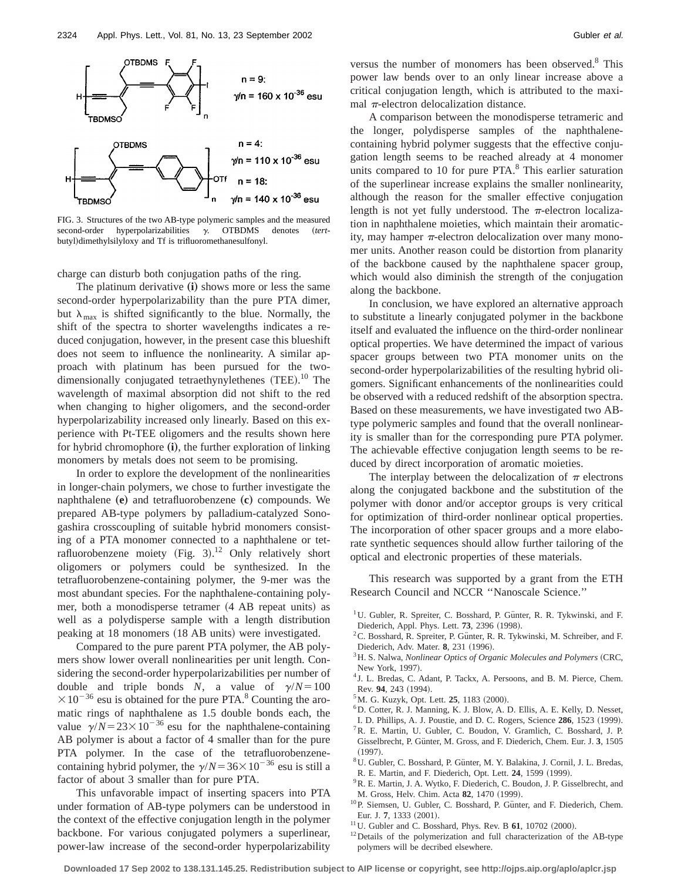n = 9:

$\gamma/n = 160 \times 10^{-36}$ esu

n = 4:

$\gamma/n = 110 \times 10^{-36}$ esu

n = 18:

$\gamma/n = 140 \times 10^{-36}$ esu

FIG. 3. Structures of the two AB-type polymeric samples and the measured second-order hyperpolarizabilities $\gamma$. OTBDMS denotes (*tert*-butyl)dimethylsilyloxy and Tf is trifluoromethanesulfonyl.

charge can disturb both conjugation paths of the ring.

The platinum derivative (**i**) shows more or less the same second-order hyperpolarizability than the pure PTA dimer, but $\lambda_{max}$ is shifted significantly to the blue. Normally, the shift of the spectra to shorter wavelengths indicates a reduced conjugation, however, in the present case this blueshift does not seem to influence the nonlinearity. A similar approach with platinum has been pursued for the two-dimensionally conjugated tetraethynylethenes (TEE).[10] The wavelength of maximal absorption did not shift to the red when changing to higher oligomers, and the second-order hyperpolarizability increased only linearly. Based on this experience with Pt-TEE oligomers and the results shown here for hybrid chromophore (**i**), the further exploration of linking monomers by metals does not seem to be promising.

In order to explore the development of the nonlinearities in longer-chain polymers, we chose to further investigate the naphthalene (**e**) and tetrafluorobenzene (**c**) compounds. We prepared AB-type polymers by palladium-catalyzed Sonogashira crosscoupling of suitable hybrid monomers consisting of a PTA monomer connected to a naphthalene or tetrafluorobenzene moiety (Fig. 3).[12] Only relatively short oligomers or polymers could be synthesized. In the tetrafluorobenzene-containing polymer, the 9-mer was the most abundant species. For the naphthalene-containing polymer, both a monodisperse tetramer (4 AB repeat units) as well as a polydisperse sample with a length distribution peaking at 18 monomers (18 AB units) were investigated.

Compared to the pure parent PTA polymer, the AB polymers show lower overall nonlinearities per unit length. Considering the second-order hyperpolarizabilities per number of double and triple bonds $N$, a value of $\gamma/N = 100 \times 10^{-36}$ esu is obtained for the pure PTA.[8] Counting the aromatic rings of naphthalene as 1.5 double bonds each, the value $\gamma/N = 23 \times 10^{-36}$ esu for the naphthalene-containing AB polymer is about a factor of 4 smaller than for the pure PTA polymer. In the case of the tetrafluorobenzene-containing hybrid polymer, the $\gamma/N = 36 \times 10^{-36}$ esu is still a factor of about 3 smaller than for pure PTA.

This unfavorable impact of inserting spacers into PTA under formation of AB-type polymers can be understood in the context of the effective conjugation length in the polymer backbone. For various conjugated polymers a superlinear, power-law increase of the second-order hyperpolarizability versus the number of monomers has been observed.[8] This power law bends over to an only linear increase above a critical conjugation length, which is attributed to the maximal $\pi$-electron delocalization distance.

A comparison between the monodisperse tetrameric and the longer, polydisperse samples of the naphthalene-containing hybrid polymer suggests that the effective conjugation length seems to be reached already at 4 monomer units compared to 10 for pure PTA.[8] This earlier saturation of the superlinear increase explains the smaller nonlinearity, although the reason for the smaller effective conjugation length is not yet fully understood. The $\pi$-electron localization in naphthalene moieties, which maintain their aromaticity, may hamper $\pi$-electron delocalization over many monomer units. Another reason could be distortion from planarity of the backbone caused by the naphthalene spacer group, which would also diminish the strength of the conjugation along the backbone.

In conclusion, we have explored an alternative approach to substitute a linearly conjugated polymer in the backbone itself and evaluated the influence on the third-order nonlinear optical properties. We have determined the impact of various spacer groups between two PTA monomer units on the second-order hyperpolarizabilities of the resulting hybrid oligomers. Significant enhancements of the nonlinearities could be observed with a reduced redshift of the absorption spectra. Based on these measurements, we have investigated two AB-type polymeric samples and found that the overall nonlinearity is smaller than for the corresponding pure PTA polymer. The achievable effective conjugation length seems to be reduced by direct incorporation of aromatic moieties.

The interplay between the delocalization of $\pi$ electrons along the conjugated backbone and the substitution of the polymer with donor and/or acceptor groups is very critical for optimization of third-order nonlinear optical properties. The incorporation of other spacer groups and a more elaborate synthetic sequences should allow further tailoring of the optical and electronic properties of these materials.

This research was supported by a grant from the ETH Research Council and NCCR "Nanoscale Science."

[1] U. Gubler, R. Spreiter, C. Bosshard, P. Günter, R. R. Tykwinski, and F. Diederich, Appl. Phys. Lett. **73**, 2396 (1998).

[2] C. Bosshard, R. Spreiter, P. Günter, R. R. Tykwinski, M. Schreiber, and F. Diederich, Adv. Mater. **8**, 231 (1996).

[3] H. S. Nalwa, *Nonlinear Optics of Organic Molecules and Polymers* (CRC, New York, 1997).

[4] J. L. Bredas, C. Adant, P. Tackx, A. Persoons, and B. M. Pierce, Chem. Rev. **94**, 243 (1994).

[5] M. G. Kuzyk, Opt. Lett. **25**, 1183 (2000).

[6] D. Cotter, R. J. Manning, K. J. Blow, A. D. Ellis, A. E. Kelly, D. Nesset, I. D. Phillips, A. J. Poustie, and D. C. Rogers, Science **286**, 1523 (1999).

[7] R. E. Martin, U. Gubler, C. Boudon, V. Gramlich, C. Bosshard, J. P. Gisselbrecht, P. Günter, M. Gross, and F. Diederich, Chem. Eur. J. **3**, 1505 (1997).

[8] U. Gubler, C. Bosshard, P. Günter, M. Y. Balakina, J. Cornil, J. L. Bredas, R. E. Martin, and F. Diederich, Opt. Lett. **24**, 1599 (1999).

[9] R. E. Martin, J. A. Wytko, F. Diederich, C. Boudon, J. P. Gisselbrecht, and M. Gross, Helv. Chim. Acta **82**, 1470 (1999).

[10] P. Siemsen, U. Gubler, C. Bosshard, P. Günter, and F. Diederich, Chem. Eur. J. **7**, 1333 (2001).

[11] U. Gubler and C. Bosshard, Phys. Rev. B **61**, 10702 (2000).

[12] Details of the polymerization and full characterization of the AB-type polymers will be decribed elsewhere.